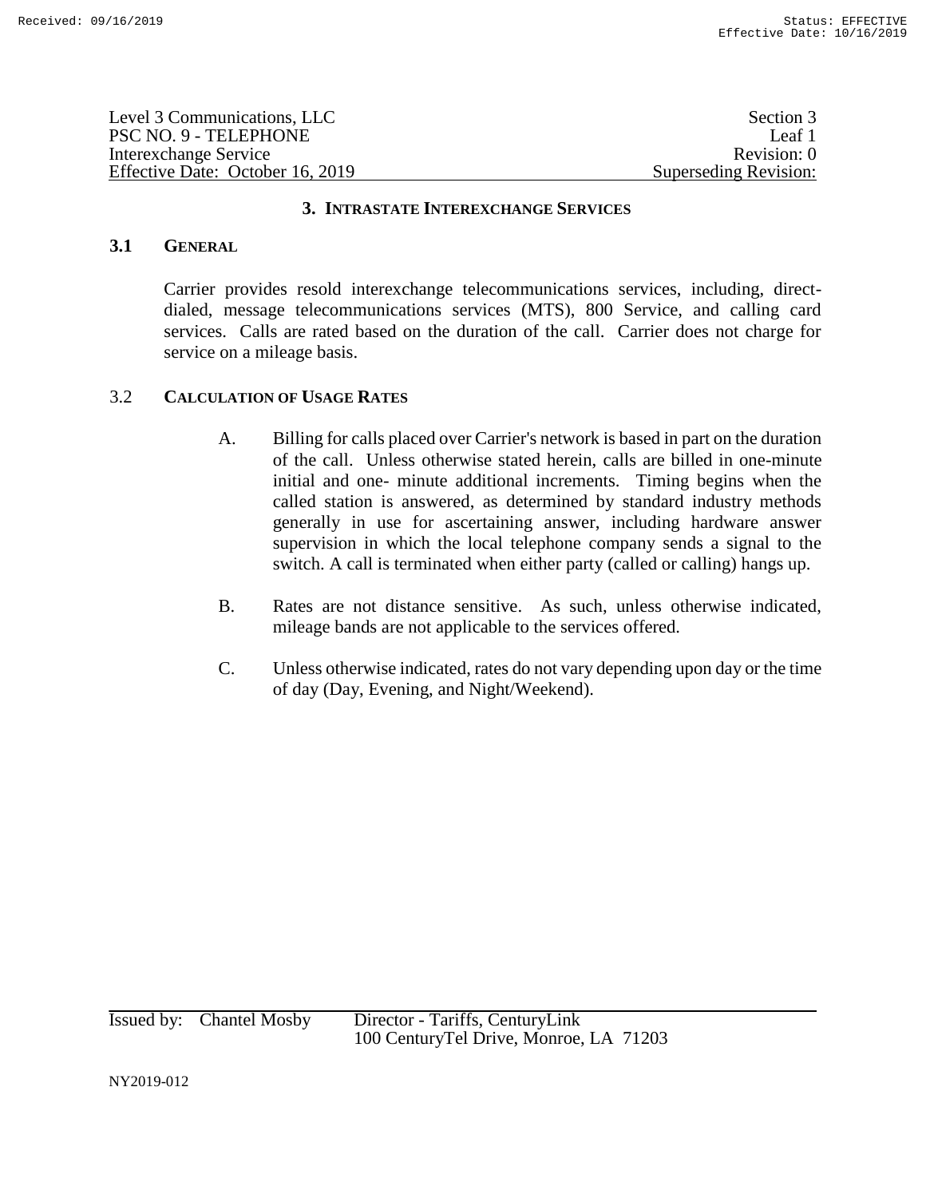Level 3 Communications, LLC
PSC NO. 9 - TELEPHONE
Interexchange Service
Effective Date: October 16, 2019

Section 3
Leaf 1
Revision: 0
Superseding Revision:

## 3. INTRASTATE INTEREXCHANGE SERVICES

### 3.1 GENERAL

Carrier provides resold interexchange telecommunications services, including, direct-dialed, message telecommunications services (MTS), 800 Service, and calling card services. Calls are rated based on the duration of the call. Carrier does not charge for service on a mileage basis.

### 3.2 CALCULATION OF USAGE RATES

A. Billing for calls placed over Carrier's network is based in part on the duration of the call. Unless otherwise stated herein, calls are billed in one-minute initial and one- minute additional increments. Timing begins when the called station is answered, as determined by standard industry methods generally in use for ascertaining answer, including hardware answer supervision in which the local telephone company sends a signal to the switch. A call is terminated when either party (called or calling) hangs up.

B. Rates are not distance sensitive. As such, unless otherwise indicated, mileage bands are not applicable to the services offered.

C. Unless otherwise indicated, rates do not vary depending upon day or the time of day (Day, Evening, and Night/Weekend).

Issued by: Chantel Mosby Director - Tariffs, CenturyLink
100 CenturyTel Drive, Monroe, LA 71203

NY2019-012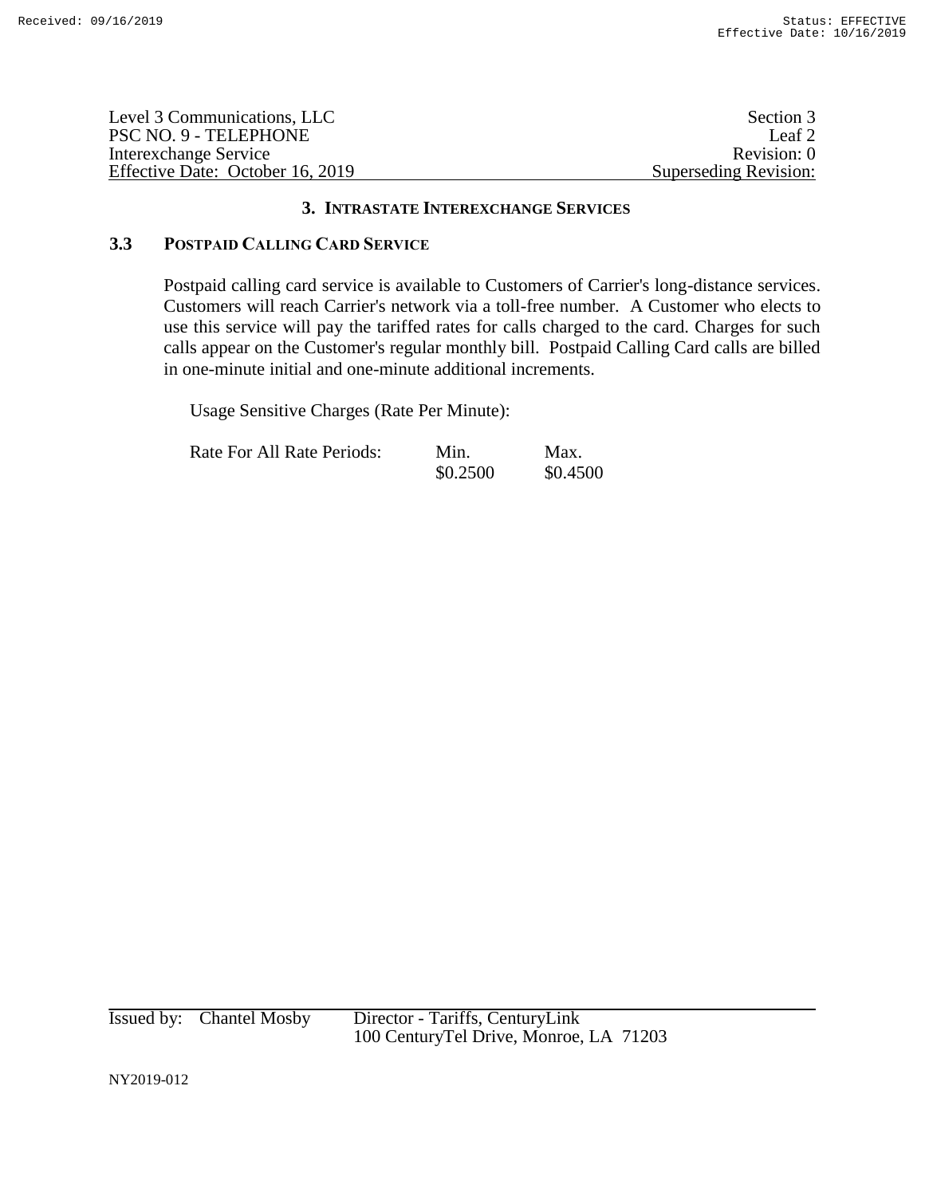## 3. Intrastate Interexchange Services

### 3.3 Postpaid Calling Card Service

Postpaid calling card service is available to Customers of Carrier's long-distance services. Customers will reach Carrier's network via a toll-free number. A Customer who elects to use this service will pay the tariffed rates for calls charged to the card. Charges for such calls appear on the Customer's regular monthly bill. Postpaid Calling Card calls are billed in one-minute initial and one-minute additional increments.

Usage Sensitive Charges (Rate Per Minute):

| | Min. | Max. |
|---|---|---|
| Rate For All Rate Periods: | $0.2500 | $0.4500 |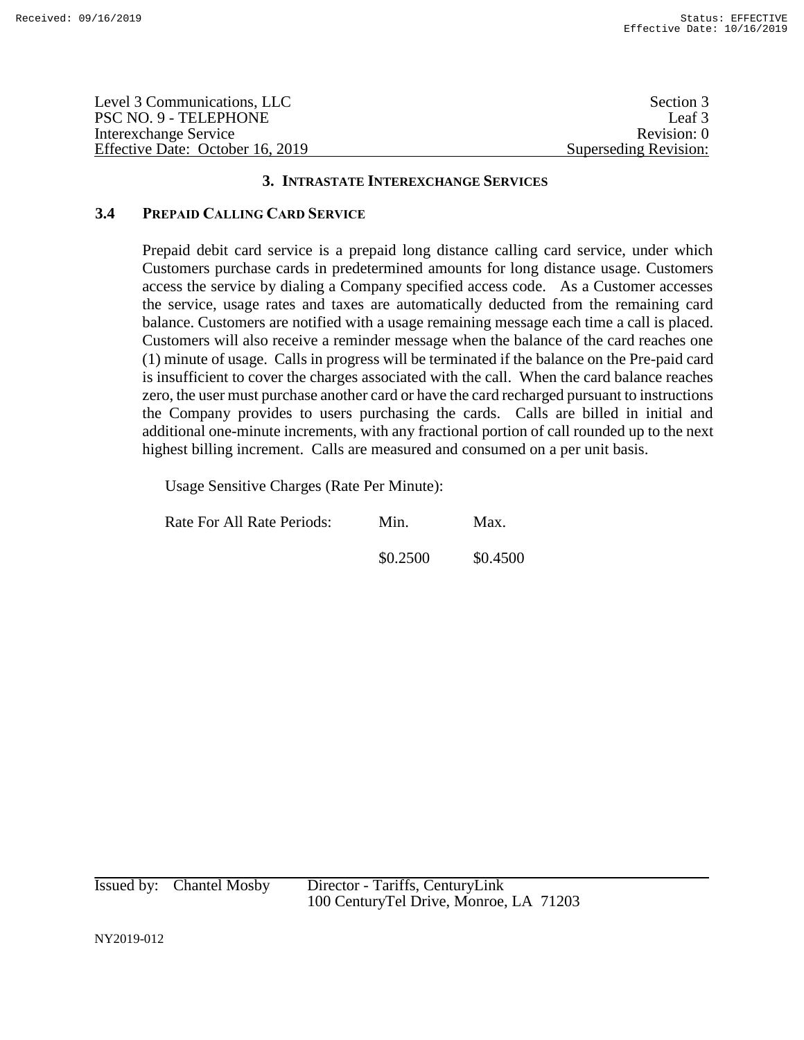## 3. Intrastate Interexchange Services

### 3.4 Prepaid Calling Card Service

Prepaid debit card service is a prepaid long distance calling card service, under which Customers purchase cards in predetermined amounts for long distance usage. Customers access the service by dialing a Company specified access code. As a Customer accesses the service, usage rates and taxes are automatically deducted from the remaining card balance. Customers are notified with a usage remaining message each time a call is placed. Customers will also receive a reminder message when the balance of the card reaches one (1) minute of usage. Calls in progress will be terminated if the balance on the Pre-paid card is insufficient to cover the charges associated with the call. When the card balance reaches zero, the user must purchase another card or have the card recharged pursuant to instructions the Company provides to users purchasing the cards. Calls are billed in initial and additional one-minute increments, with any fractional portion of call rounded up to the next highest billing increment. Calls are measured and consumed on a per unit basis.

Usage Sensitive Charges (Rate Per Minute):

| Rate For All Rate Periods: | Min. | Max. |
|---|---|---|
| | \$0.2500 | \$0.4500 |

Issued by: Chantel Mosby Director - Tariffs, CenturyLink
100 CenturyTel Drive, Monroe, LA 71203

NY2019-012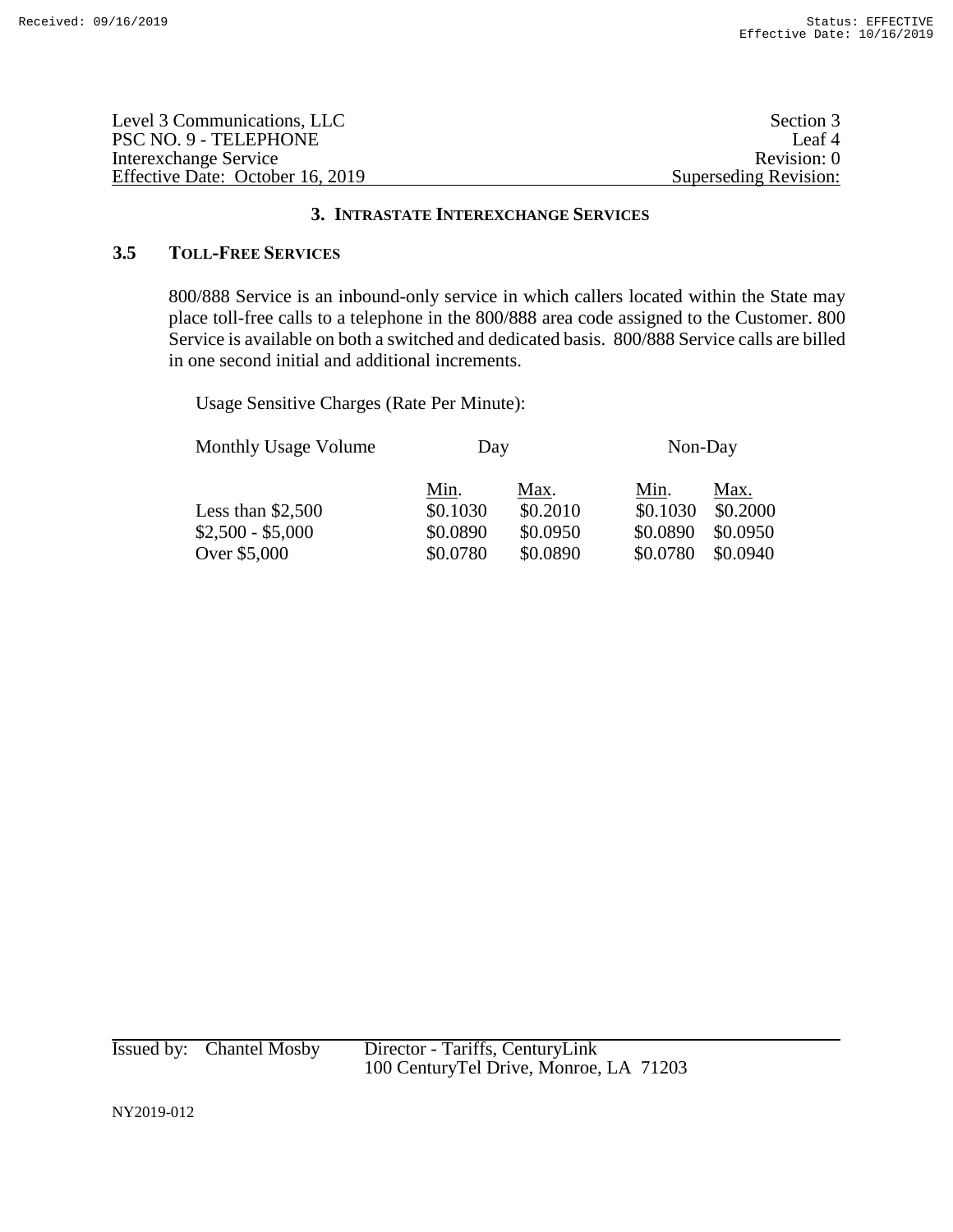## 3. INTRASTATE INTEREXCHANGE SERVICES

### 3.5 TOLL-FREE SERVICES

800/888 Service is an inbound-only service in which callers located within the State may place toll-free calls to a telephone in the 800/888 area code assigned to the Customer. 800 Service is available on both a switched and dedicated basis. 800/888 Service calls are billed in one second initial and additional increments.

Usage Sensitive Charges (Rate Per Minute):

| Monthly Usage Volume | Day | | Non-Day | |
|---|---|---|---|---|
| | Min. | Max. | Min. | Max. |
| Less than $2,500 | $0.1030 | $0.2010 | $0.1030 | $0.2000 |
| $2,500 - $5,000 | $0.0890 | $0.0950 | $0.0890 | $0.0950 |
| Over $5,000 | $0.0780 | $0.0890 | $0.0780 | $0.0940 |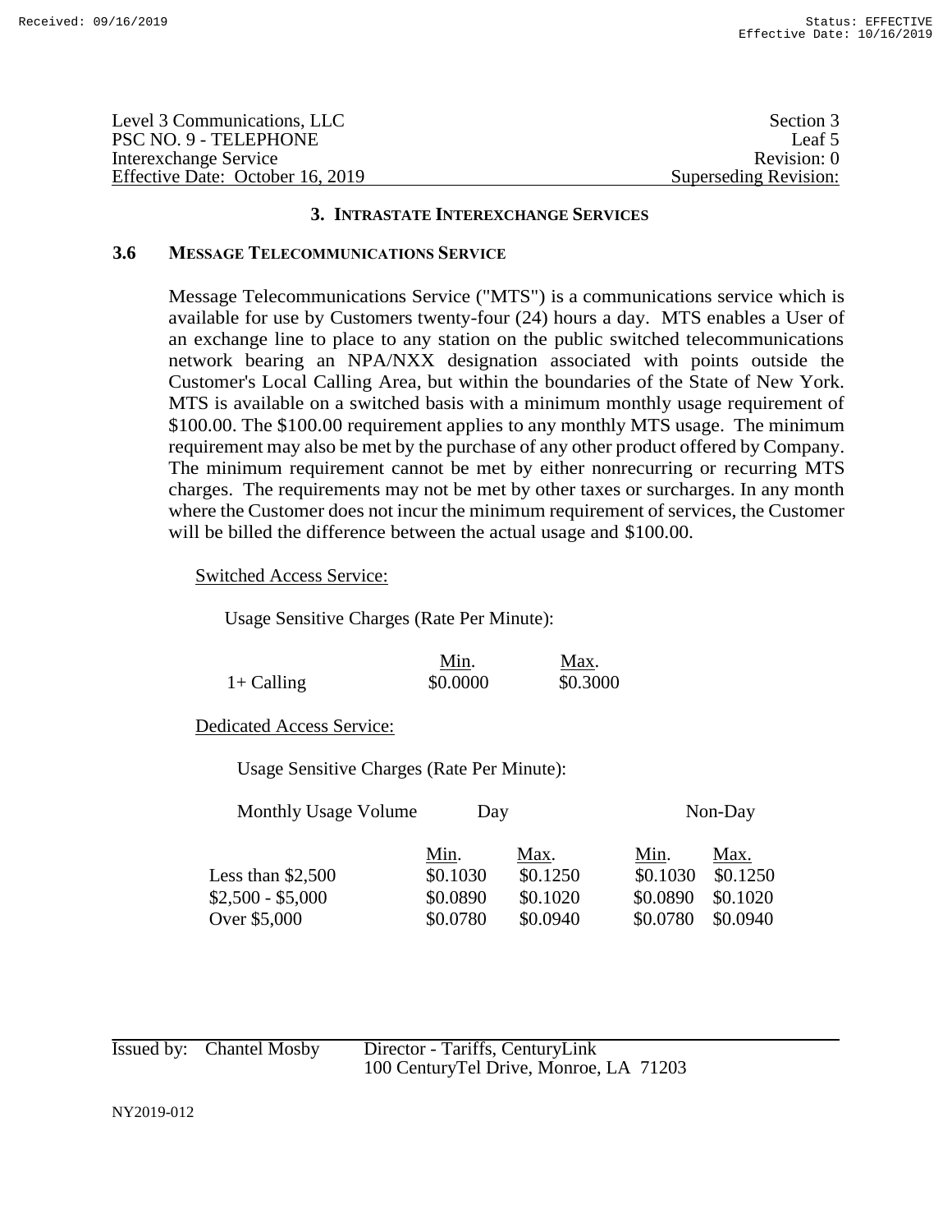Level 3 Communications, LLC
PSC NO. 9 - TELEPHONE
Interexchange Service
Effective Date: October 16, 2019

Section 3
Leaf 5
Revision: 0
Superseding Revision:

## 3. INTRASTATE INTEREXCHANGE SERVICES

### 3.6 MESSAGE TELECOMMUNICATIONS SERVICE

Message Telecommunications Service ("MTS") is a communications service which is available for use by Customers twenty-four (24) hours a day. MTS enables a User of an exchange line to place to any station on the public switched telecommunications network bearing an NPA/NXX designation associated with points outside the Customer's Local Calling Area, but within the boundaries of the State of New York. MTS is available on a switched basis with a minimum monthly usage requirement of $100.00. The $100.00 requirement applies to any monthly MTS usage. The minimum requirement may also be met by the purchase of any other product offered by Company. The minimum requirement cannot be met by either nonrecurring or recurring MTS charges. The requirements may not be met by other taxes or surcharges. In any month where the Customer does not incur the minimum requirement of services, the Customer will be billed the difference between the actual usage and $100.00.

Switched Access Service:

Usage Sensitive Charges (Rate Per Minute):

| | Min. | Max. |
|---|---|---|
| 1+ Calling | $0.0000 | $0.3000 |

Dedicated Access Service:

Usage Sensitive Charges (Rate Per Minute):

| Monthly Usage Volume | Day | | Non-Day | |
|---|---|---|---|---|
| | Min. | Max. | Min. | Max. |
| Less than $2,500 | $0.1030 | $0.1250 | $0.1030 | $0.1250 |
| $2,500 - $5,000 | $0.0890 | $0.1020 | $0.0890 | $0.1020 |
| Over $5,000 | $0.0780 | $0.0940 | $0.0780 | $0.0940 |

Issued by: Chantel Mosby, Director - Tariffs, CenturyLink
100 CenturyTel Drive, Monroe, LA 71203

NY2019-012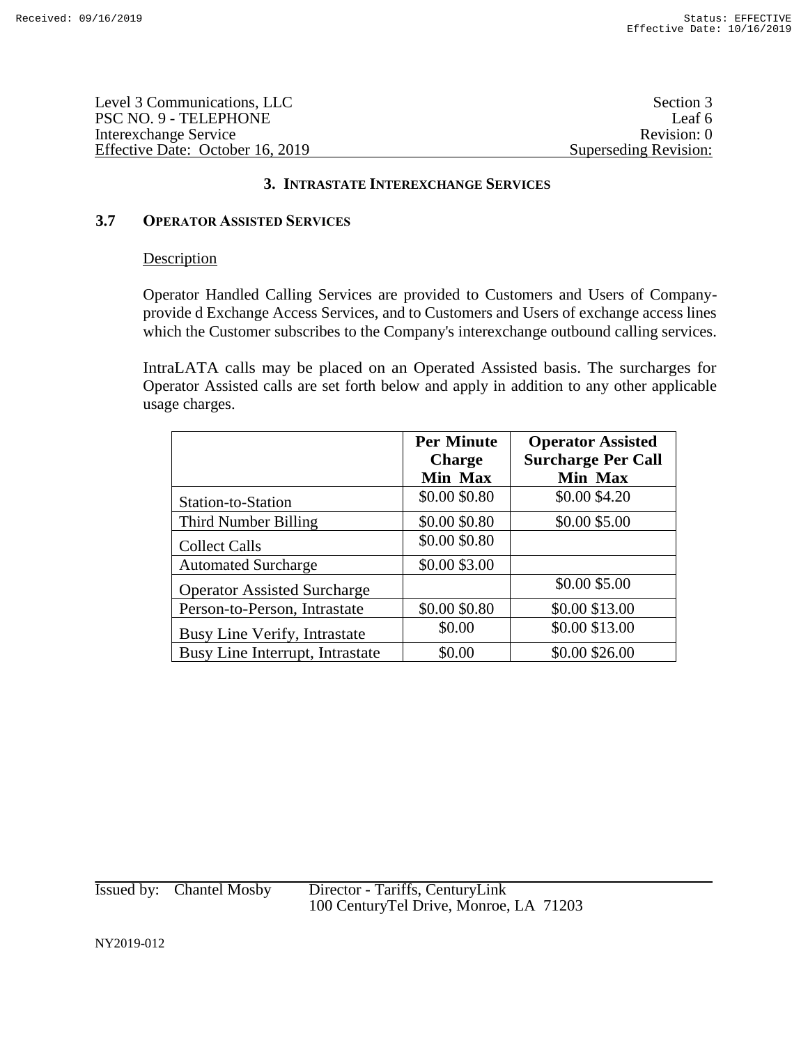Level 3 Communications, LLC
PSC NO. 9 - TELEPHONE
Interexchange Service
Effective Date: October 16, 2019

Section 3
Leaf 6
Revision: 0
Superseding Revision:

## 3. INTRASTATE INTEREXCHANGE SERVICES

### 3.7 OPERATOR ASSISTED SERVICES

Description

Operator Handled Calling Services are provided to Customers and Users of Company-provide d Exchange Access Services, and to Customers and Users of exchange access lines which the Customer subscribes to the Company's interexchange outbound calling services.

IntraLATA calls may be placed on an Operated Assisted basis. The surcharges for Operator Assisted calls are set forth below and apply in addition to any other applicable usage charges.

| | **Per Minute Charge Min Max** | **Operator Assisted Surcharge Per Call Min Max** |
|---|---|---|
| Station-to-Station | $0.00 $0.80 | $0.00 $4.20 |
| Third Number Billing | $0.00 $0.80 | $0.00 $5.00 |
| Collect Calls | $0.00 $0.80 | |
| Automated Surcharge | $0.00 $3.00 | |
| Operator Assisted Surcharge | | $0.00 $5.00 |
| Person-to-Person, Intrastate | $0.00 $0.80 | $0.00 $13.00 |
| Busy Line Verify, Intrastate | $0.00 | $0.00 $13.00 |
| Busy Line Interrupt, Intrastate | $0.00 | $0.00 $26.00 |

Issued by: Chantel Mosby Director - Tariffs, CenturyLink
100 CenturyTel Drive, Monroe, LA 71203

NY2019-012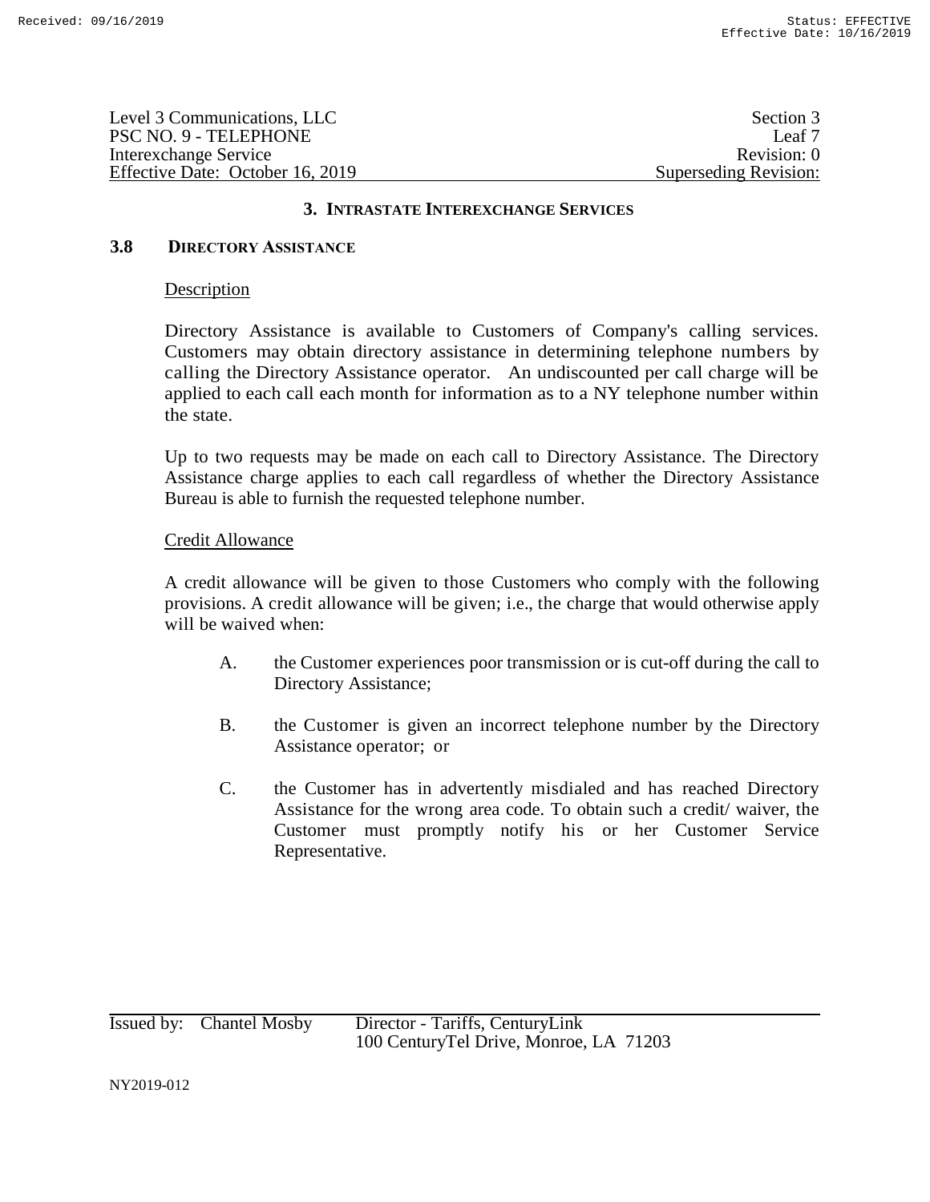Level 3 Communications, LLC
PSC NO. 9 - TELEPHONE
Interexchange Service
Effective Date: October 16, 2019

Section 3
Leaf 7
Revision: 0
Superseding Revision:

## 3. INTRASTATE INTEREXCHANGE SERVICES

### 3.8 DIRECTORY ASSISTANCE

Description

Directory Assistance is available to Customers of Company's calling services. Customers may obtain directory assistance in determining telephone numbers by calling the Directory Assistance operator. An undiscounted per call charge will be applied to each call each month for information as to a NY telephone number within the state.

Up to two requests may be made on each call to Directory Assistance. The Directory Assistance charge applies to each call regardless of whether the Directory Assistance Bureau is able to furnish the requested telephone number.

Credit Allowance

A credit allowance will be given to those Customers who comply with the following provisions. A credit allowance will be given; i.e., the charge that would otherwise apply will be waived when:

A. the Customer experiences poor transmission or is cut-off during the call to Directory Assistance;

B. the Customer is given an incorrect telephone number by the Directory Assistance operator; or

C. the Customer has in advertently misdialed and has reached Directory Assistance for the wrong area code. To obtain such a credit/ waiver, the Customer must promptly notify his or her Customer Service Representative.

Issued by: Chantel Mosby Director - Tariffs, CenturyLink
100 CenturyTel Drive, Monroe, LA 71203

NY2019-012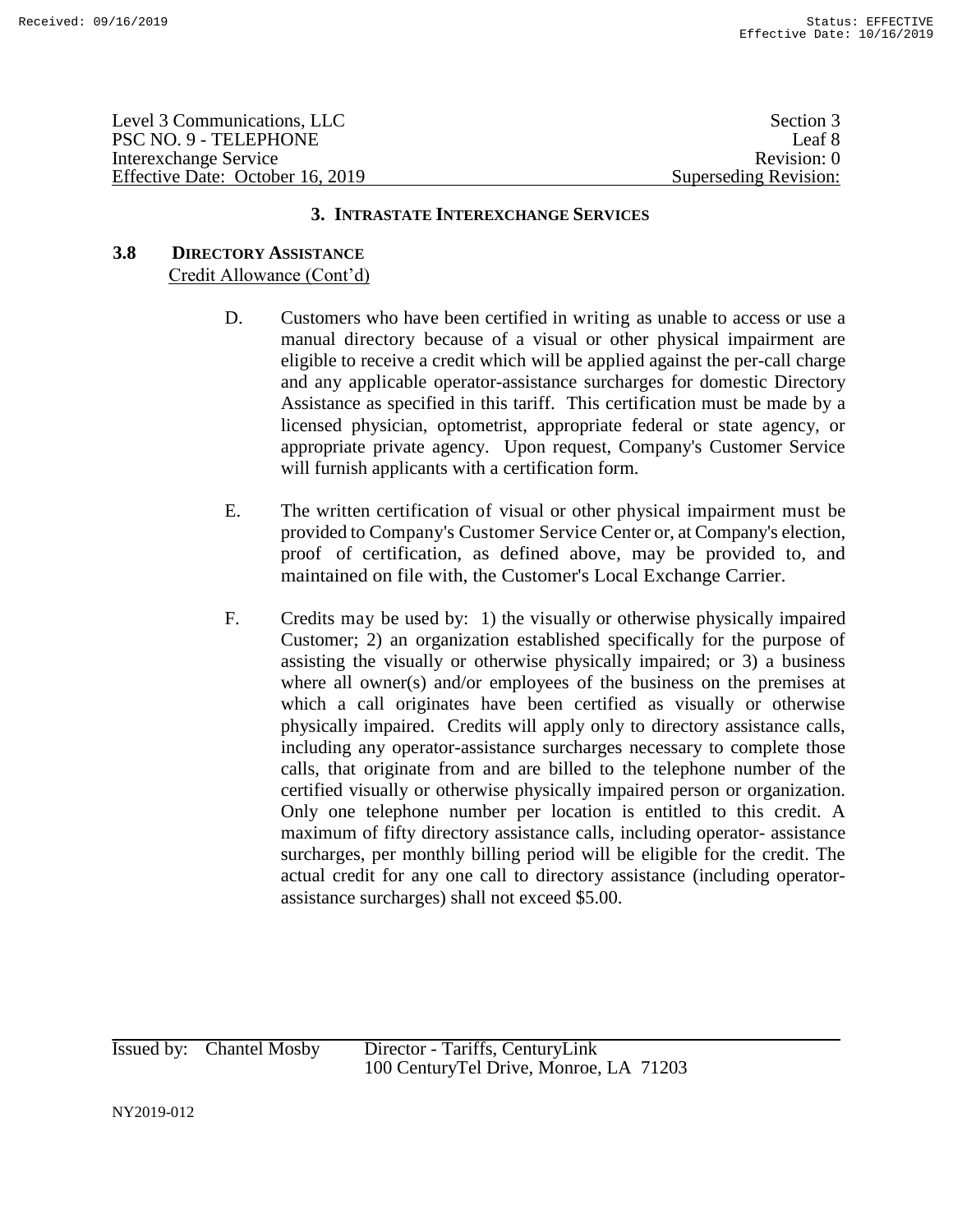## 3. INTRASTATE INTEREXCHANGE SERVICES

### 3.8 DIRECTORY ASSISTANCE

Credit Allowance (Cont'd)

D. Customers who have been certified in writing as unable to access or use a manual directory because of a visual or other physical impairment are eligible to receive a credit which will be applied against the per-call charge and any applicable operator-assistance surcharges for domestic Directory Assistance as specified in this tariff. This certification must be made by a licensed physician, optometrist, appropriate federal or state agency, or appropriate private agency. Upon request, Company's Customer Service will furnish applicants with a certification form.

E. The written certification of visual or other physical impairment must be provided to Company's Customer Service Center or, at Company's election, proof of certification, as defined above, may be provided to, and maintained on file with, the Customer's Local Exchange Carrier.

F. Credits may be used by: 1) the visually or otherwise physically impaired Customer; 2) an organization established specifically for the purpose of assisting the visually or otherwise physically impaired; or 3) a business where all owner(s) and/or employees of the business on the premises at which a call originates have been certified as visually or otherwise physically impaired. Credits will apply only to directory assistance calls, including any operator-assistance surcharges necessary to complete those calls, that originate from and are billed to the telephone number of the certified visually or otherwise physically impaired person or organization. Only one telephone number per location is entitled to this credit. A maximum of fifty directory assistance calls, including operator- assistance surcharges, per monthly billing period will be eligible for the credit. The actual credit for any one call to directory assistance (including operator-assistance surcharges) shall not exceed $5.00.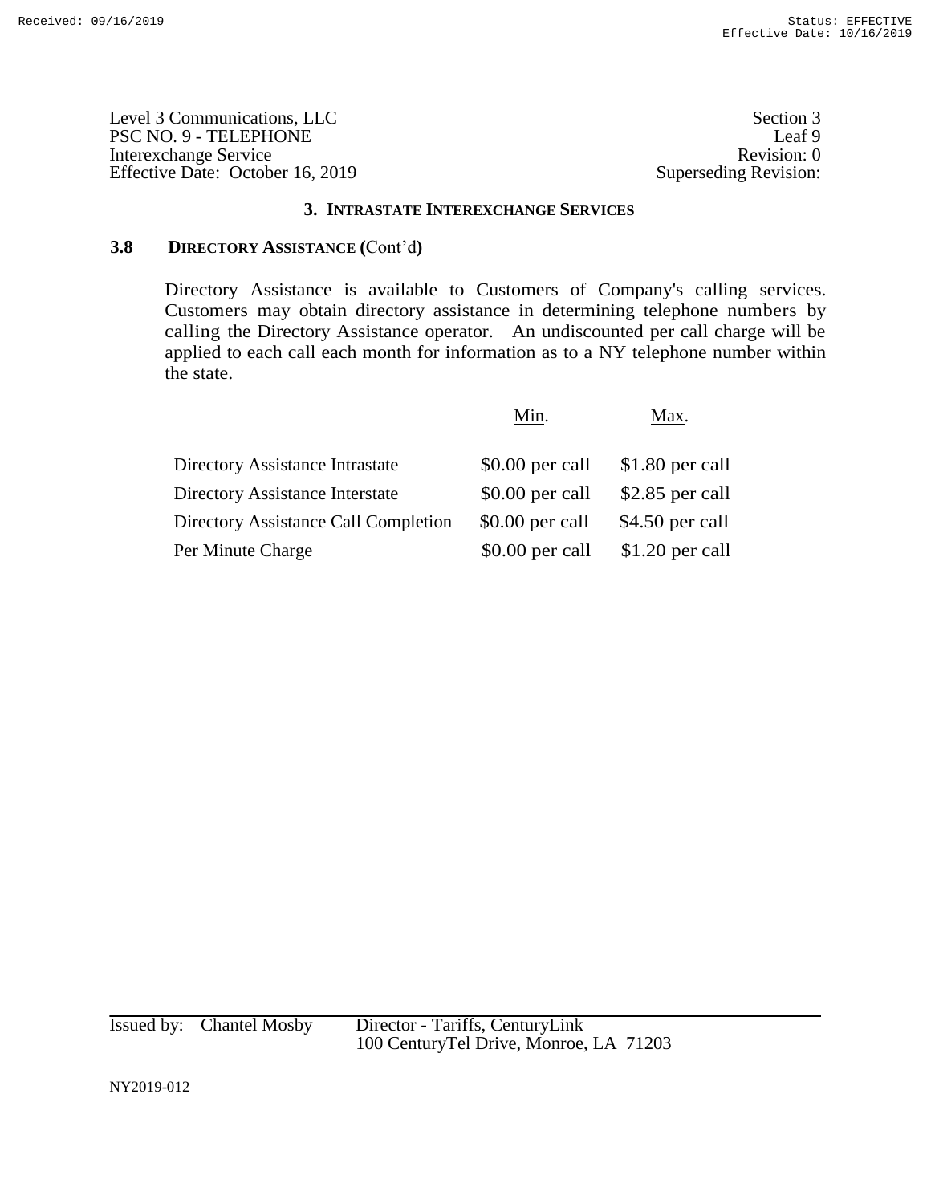### 3. INTRASTATE INTEREXCHANGE SERVICES

**3.8 DIRECTORY ASSISTANCE (**Cont'd**)**

Directory Assistance is available to Customers of Company's calling services. Customers may obtain directory assistance in determining telephone numbers by calling the Directory Assistance operator. An undiscounted per call charge will be applied to each call each month for information as to a NY telephone number within the state.

| | Min. | Max. |
|---|---|---|
| Directory Assistance Intrastate | $0.00 per call | $1.80 per call |
| Directory Assistance Interstate | $0.00 per call | $2.85 per call |
| Directory Assistance Call Completion | $0.00 per call | $4.50 per call |
| Per Minute Charge | $0.00 per call | $1.20 per call |